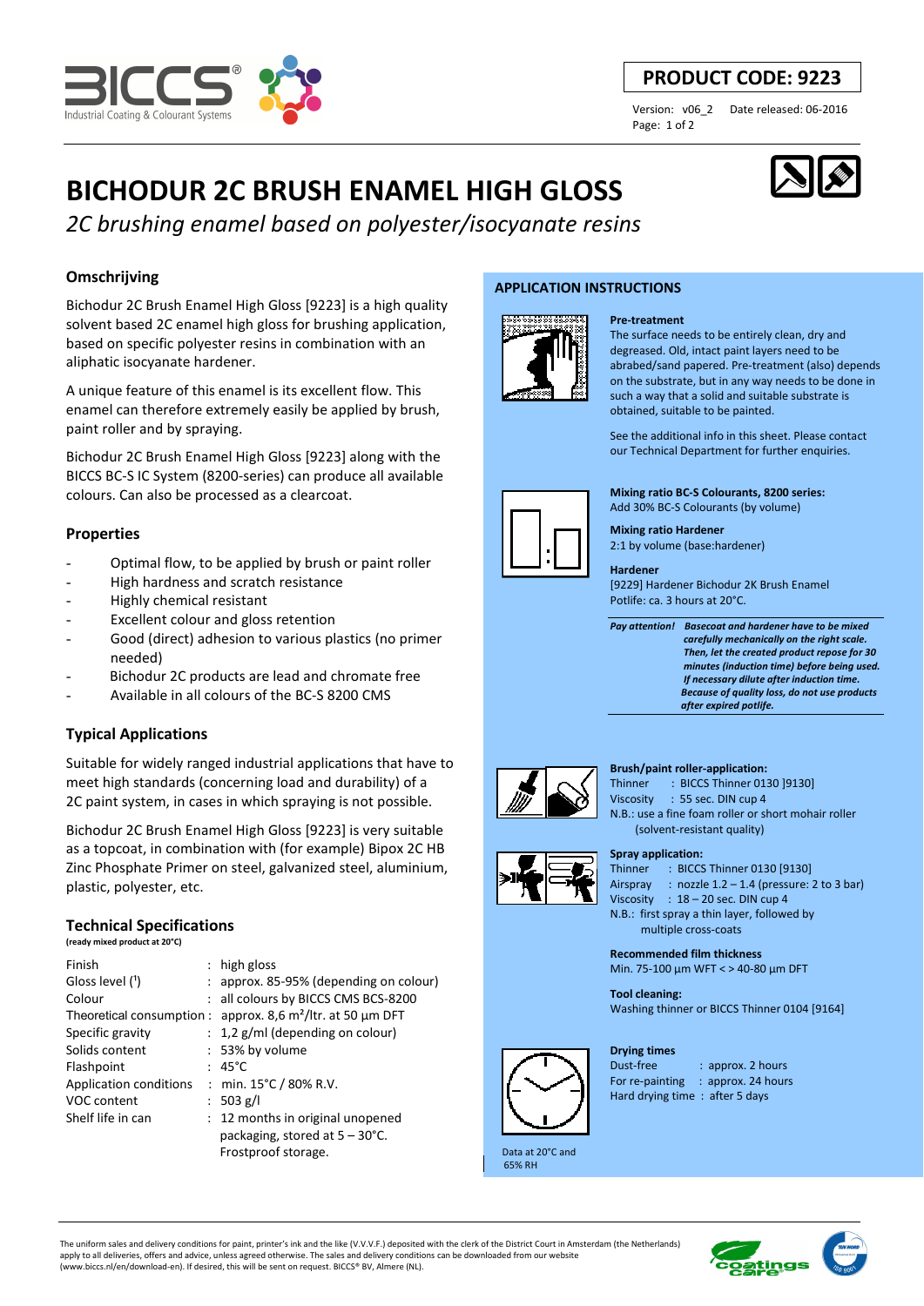**PRODUCT CODE: 9223**

Version: v06_2 Date released: 06-2016

# BICHODUR 2C BRUSH ENAMEL HIGH GLOSS

*2C brushing enamel based on polyester/isocyanate resins*

## Omschrijving

Bichodur 2C Brush Enamel High Gloss [9223] is a high quality solvent based 2C enamel high gloss for brushing application, based on specific polyester resins in combination with an aliphatic isocyanate hardener.

A unique feature of this enamel is its excellent flow. This enamel can therefore extremely easily be applied by brush, paint roller and by spraying.

Bichodur 2C Brush Enamel High Gloss [9223] along with the BICCS BC-S IC System (8200-series) can produce all available colours. Can also be processed as a clearcoat.

## Properties

- Optimal flow, to be applied by brush or paint roller
- High hardness and scratch resistance
- Highly chemical resistant
- Excellent colour and gloss retention
- Good (direct) adhesion to various plastics (no primer needed)
- Bichodur 2C products are lead and chromate free
- Available in all colours of the BC-S 8200 CMS

## Typical Applications

Suitable for widely ranged industrial applications that have to meet high standards (concerning load and durability) of a 2C paint system, in cases in which spraying is not possible.

Bichodur 2C Brush Enamel High Gloss [9223] is very suitable as a topcoat, in combination with (for example) Bipox 2C HB Zinc Phosphate Primer on steel, galvanized steel, aluminium, plastic, polyester, etc.

## Technical Specifications

**(ready mixed product at 20°C)**

| | |
|---|---|
| Finish | : high gloss |
| Gloss level ([1]) | : approx. 85-95% (depending on colour) |
| Colour | : all colours by BICCS CMS BCS-8200 |
| Theoretical consumption | : approx. 8,6 m²/ltr. at 50 µm DFT |
| Specific gravity | : 1,2 g/ml (depending on colour) |
| Solids content | : 53% by volume |
| Flashpoint | : 45°C |
| Application conditions | : min. 15°C / 80% R.V. |
| VOC content | : 503 g/l |
| Shelf life in can | : 12 months in original unopened packaging, stored at 5 – 30°C. Frostproof storage. |

## APPLICATION INSTRUCTIONS

**Pre-treatment**

The surface needs to be entirely clean, dry and degreased. Old, intact paint layers need to be abrabed/sand papered. Pre-treatment (also) depends on the substrate, but in any way needs to be done in such a way that a solid and suitable substrate is obtained, suitable to be painted.

See the additional info in this sheet. Please contact our Technical Department for further enquiries.

**Mixing ratio BC-S Colourants, 8200 series:**

Add 30% BC-S Colourants (by volume)

**Mixing ratio Hardener**

2:1 by volume (base:hardener)

**Hardener**

[9229] Hardener Bichodur 2K Brush Enamel

Potlife: ca. 3 hours at 20°C.

***Pay attention!*** ***Basecoat and hardener have to be mixed carefully mechanically on the right scale. Then, let the created product repose for 30 minutes (induction time) before being used. If necessary dilute after induction time. Because of quality loss, do not use products after expired potlife.***

**Brush/paint roller-application:**

Thinner : BICCS Thinner 0130 ]9130]

Viscosity : 55 sec. DIN cup 4

N.B.: use a fine foam roller or short mohair roller (solvent-resistant quality)

**Spray application:**

Thinner : BICCS Thinner 0130 [9130]

Airspray : nozzle 1.2 – 1.4 (pressure: 2 to 3 bar)

Viscosity : 18 – 20 sec. DIN cup 4

N.B.: first spray a thin layer, followed by multiple cross-coats

**Recommended film thickness**

Min. 75-100 µm WFT < > 40-80 µm DFT

**Tool cleaning:**

Washing thinner or BICCS Thinner 0104 [9164]

**Drying times**

Dust-free : approx. 2 hours

For re-painting : approx. 24 hours

Hard drying time : after 5 days

Data at 20°C and 65% RH

The uniform sales and delivery conditions for paint, printer's ink and the like (V.V.V.F.) deposited with the clerk of the District Court in Amsterdam (the Netherlands) apply to all deliveries, offers and advice, unless agreed otherwise. The sales and delivery conditions can be downloaded from our website (www.biccs.nl/en/download-en). If desired, this will be sent on request. BICCS® BV, Almere (NL).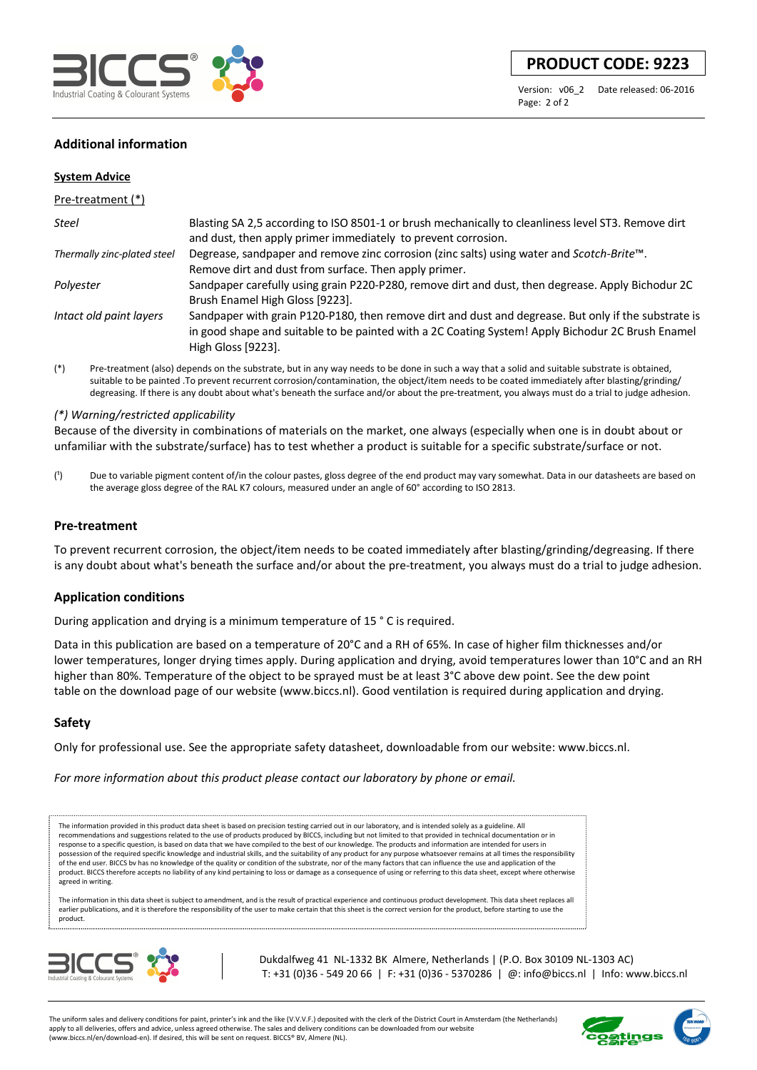## Additional information

**System Advice**

Pre-treatment (*)

| | |
|---|---|
| *Steel* | Blasting SA 2,5 according to ISO 8501-1 or brush mechanically to cleanliness level ST3. Remove dirt and dust, then apply primer immediately to prevent corrosion. |
| *Thermally zinc-plated steel* | Degrease, sandpaper and remove zinc corrosion (zinc salts) using water and *Scotch-Brite*™. Remove dirt and dust from surface. Then apply primer. |
| *Polyester* | Sandpaper carefully using grain P220-P280, remove dirt and dust, then degrease. Apply Bichodur 2C Brush Enamel High Gloss [9223]. |
| *Intact old paint layers* | Sandpaper with grain P120-P180, then remove dirt and dust and degrease. But only if the substrate is in good shape and suitable to be painted with a 2C Coating System! Apply Bichodur 2C Brush Enamel High Gloss [9223]. |

(*) Pre-treatment (also) depends on the substrate, but in any way needs to be done in such a way that a solid and suitable substrate is obtained, suitable to be painted .To prevent recurrent corrosion/contamination, the object/item needs to be coated immediately after blasting/grinding/ degreasing. If there is any doubt about what's beneath the surface and/or about the pre-treatment, you always must do a trial to judge adhesion.

*(*) Warning/restricted applicability*

Because of the diversity in combinations of materials on the market, one always (especially when one is in doubt about or unfamiliar with the substrate/surface) has to test whether a product is suitable for a specific substrate/surface or not.

(1) Due to variable pigment content of/in the colour pastes, gloss degree of the end product may vary somewhat. Data in our datasheets are based on the average gloss degree of the RAL K7 colours, measured under an angle of 60° according to ISO 2813.

### Pre-treatment

To prevent recurrent corrosion, the object/item needs to be coated immediately after blasting/grinding/degreasing. If there is any doubt about what's beneath the surface and/or about the pre-treatment, you always must do a trial to judge adhesion.

### Application conditions

During application and drying is a minimum temperature of 15 ° C is required.

Data in this publication are based on a temperature of 20°C and a RH of 65%. In case of higher film thicknesses and/or lower temperatures, longer drying times apply. During application and drying, avoid temperatures lower than 10°C and an RH higher than 80%. Temperature of the object to be sprayed must be at least 3°C above dew point. See the dew point table on the download page of our website (www.biccs.nl). Good ventilation is required during application and drying.

### Safety

Only for professional use. See the appropriate safety datasheet, downloadable from our website: www.biccs.nl.

*For more information about this product please contact our laboratory by phone or email.*

The information provided in this product data sheet is based on precision testing carried out in our laboratory, and is intended solely as a guideline. All recommendations and suggestions related to the use of products produced by BICCS, including but not limited to that provided in technical documentation or in response to a specific question, is based on data that we have compiled to the best of our knowledge. The products and information are intended for users in possession of the required specific knowledge and industrial skills, and the suitability of any product for any purpose whatsoever remains at all times the responsibility of the end user. BICCS bv has no knowledge of the quality or condition of the substrate, nor of the many factors that can influence the use and application of the product. BICCS therefore accepts no liability of any kind pertaining to loss or damage as a consequence of using or referring to this data sheet, except where otherwise agreed in writing.

The information in this data sheet is subject to amendment, and is the result of practical experience and continuous product development. This data sheet replaces all earlier publications, and it is therefore the responsibility of the user to make certain that this sheet is the correct version for the product, before starting to use the product.

Dukdalfweg 41 NL-1332 BK Almere, Netherlands | (P.O. Box 30109 NL-1303 AC)
T: +31 (0)36 - 549 20 66 | F: +31 (0)36 - 5370286 | @: info@biccs.nl | Info: www.biccs.nl

The uniform sales and delivery conditions for paint, printer's ink and the like (V.V.V.F.) deposited with the clerk of the District Court in Amsterdam (the Netherlands) apply to all deliveries, offers and advice, unless agreed otherwise. The sales and delivery conditions can be downloaded from our website (www.biccs.nl/en/download-en). If desired, this will be sent on request. BICCS® BV, Almere (NL).